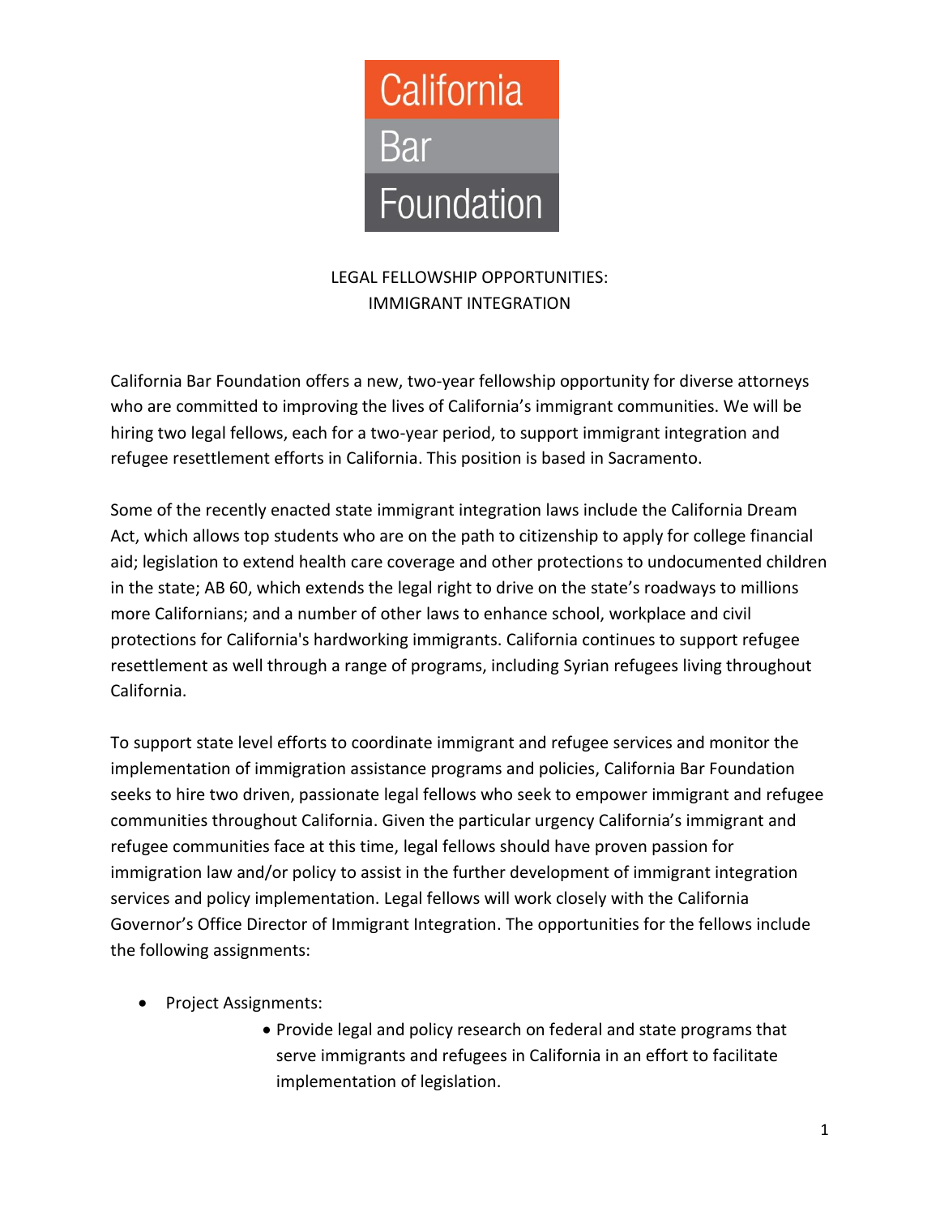California
Bar
Foundation

# LEGAL FELLOWSHIP OPPORTUNITIES: IMMIGRANT INTEGRATION

California Bar Foundation offers a new, two-year fellowship opportunity for diverse attorneys who are committed to improving the lives of California's immigrant communities. We will be hiring two legal fellows, each for a two-year period, to support immigrant integration and refugee resettlement efforts in California. This position is based in Sacramento.

Some of the recently enacted state immigrant integration laws include the California Dream Act, which allows top students who are on the path to citizenship to apply for college financial aid; legislation to extend health care coverage and other protections to undocumented children in the state; AB 60, which extends the legal right to drive on the state's roadways to millions more Californians; and a number of other laws to enhance school, workplace and civil protections for California's hardworking immigrants. California continues to support refugee resettlement as well through a range of programs, including Syrian refugees living throughout California.

To support state level efforts to coordinate immigrant and refugee services and monitor the implementation of immigration assistance programs and policies, California Bar Foundation seeks to hire two driven, passionate legal fellows who seek to empower immigrant and refugee communities throughout California. Given the particular urgency California's immigrant and refugee communities face at this time, legal fellows should have proven passion for immigration law and/or policy to assist in the further development of immigrant integration services and policy implementation. Legal fellows will work closely with the California Governor's Office Director of Immigrant Integration. The opportunities for the fellows include the following assignments:

- Project Assignments:
    - Provide legal and policy research on federal and state programs that serve immigrants and refugees in California in an effort to facilitate implementation of legislation.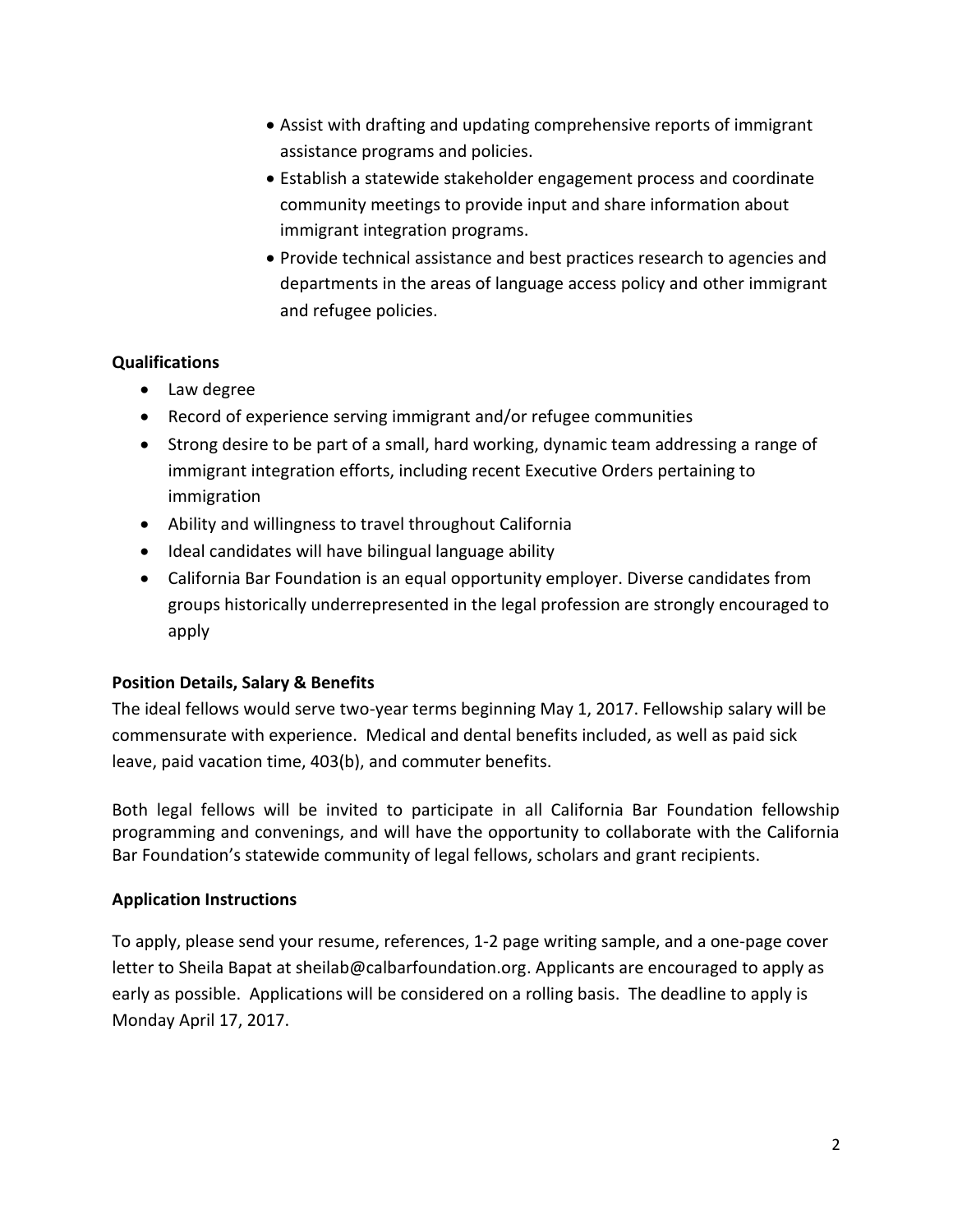- Assist with drafting and updating comprehensive reports of immigrant assistance programs and policies.
- Establish a statewide stakeholder engagement process and coordinate community meetings to provide input and share information about immigrant integration programs.
- Provide technical assistance and best practices research to agencies and departments in the areas of language access policy and other immigrant and refugee policies.

**Qualifications**

- Law degree
- Record of experience serving immigrant and/or refugee communities
- Strong desire to be part of a small, hard working, dynamic team addressing a range of immigrant integration efforts, including recent Executive Orders pertaining to immigration
- Ability and willingness to travel throughout California
- Ideal candidates will have bilingual language ability
- California Bar Foundation is an equal opportunity employer. Diverse candidates from groups historically underrepresented in the legal profession are strongly encouraged to apply

**Position Details, Salary & Benefits**

The ideal fellows would serve two-year terms beginning May 1, 2017. Fellowship salary will be commensurate with experience. Medical and dental benefits included, as well as paid sick leave, paid vacation time, 403(b), and commuter benefits.

Both legal fellows will be invited to participate in all California Bar Foundation fellowship programming and convenings, and will have the opportunity to collaborate with the California Bar Foundation's statewide community of legal fellows, scholars and grant recipients.

**Application Instructions**

To apply, please send your resume, references, 1-2 page writing sample, and a one-page cover letter to Sheila Bapat at sheilab@calbarfoundation.org. Applicants are encouraged to apply as early as possible. Applications will be considered on a rolling basis. The deadline to apply is Monday April 17, 2017.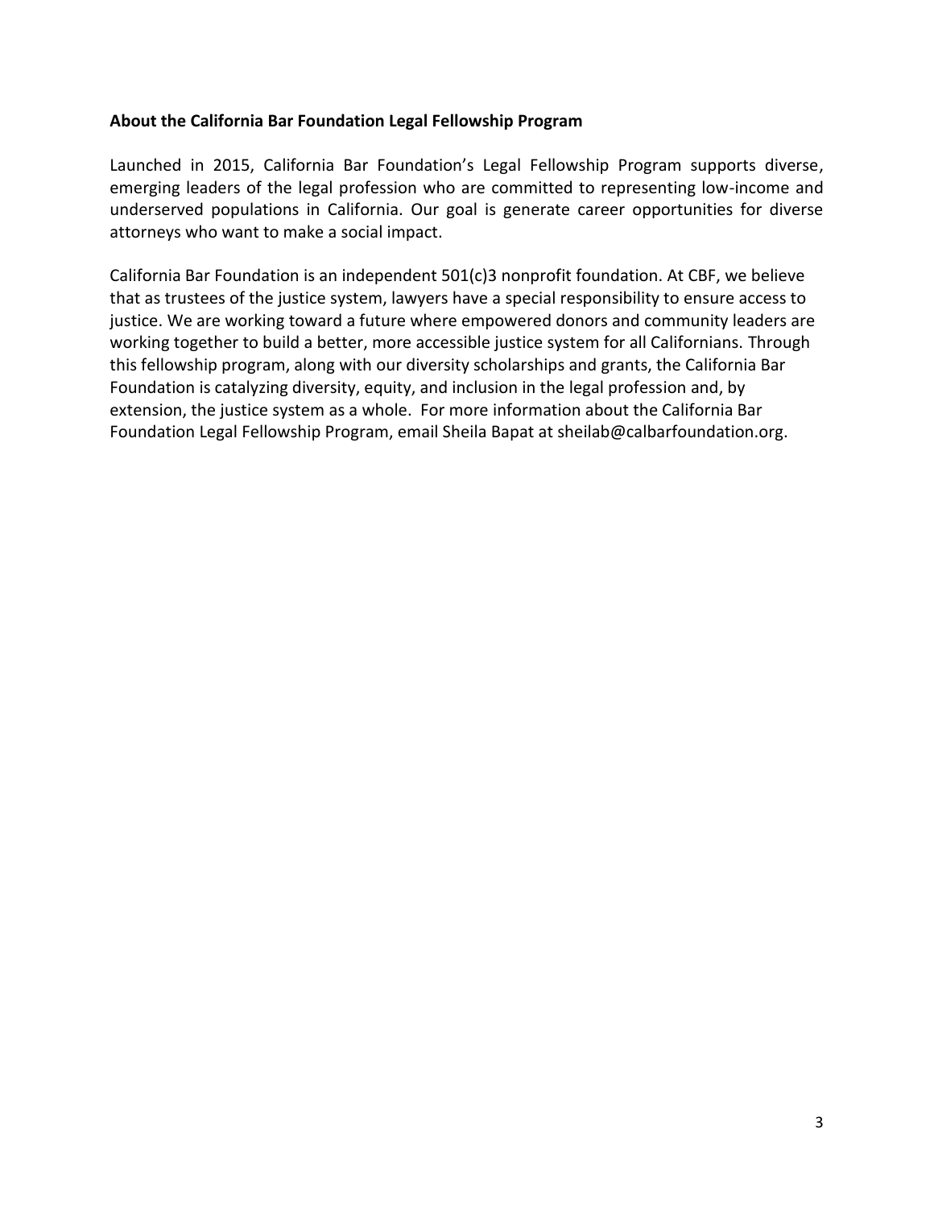**About the California Bar Foundation Legal Fellowship Program**

Launched in 2015, California Bar Foundation's Legal Fellowship Program supports diverse, emerging leaders of the legal profession who are committed to representing low-income and underserved populations in California. Our goal is generate career opportunities for diverse attorneys who want to make a social impact.

California Bar Foundation is an independent 501(c)3 nonprofit foundation. At CBF, we believe that as trustees of the justice system, lawyers have a special responsibility to ensure access to justice. We are working toward a future where empowered donors and community leaders are working together to build a better, more accessible justice system for all Californians. Through this fellowship program, along with our diversity scholarships and grants, the California Bar Foundation is catalyzing diversity, equity, and inclusion in the legal profession and, by extension, the justice system as a whole. For more information about the California Bar Foundation Legal Fellowship Program, email Sheila Bapat at sheilab@calbarfoundation.org.